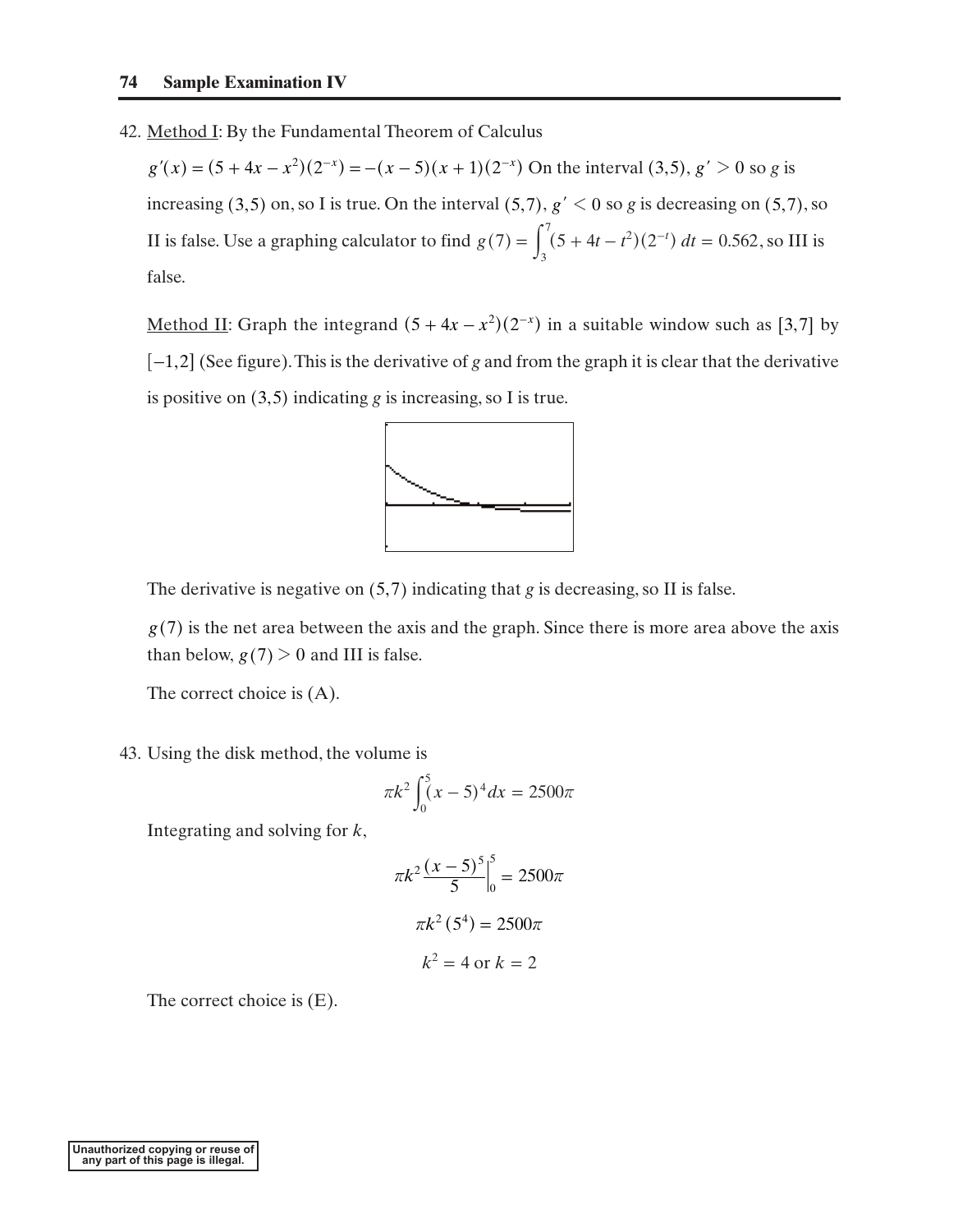42. Method I: By the Fundamental Theorem of Calculus

$g'(x) = (5 + 4x - x^2)(2^{-x}) = -(x-5)(x+1)(2^{-x})$ On the interval (3,5), $g' > 0$ so $g$ is increasing (3,5) on, so I is true. On the interval (5,7), $g' < 0$ so $g$ is decreasing on (5,7), so II is false. Use a graphing calculator to find $g(7) = \int_3^7 (5 + 4t - t^2)(2^{-t})\,dt = 0.562$, so III is false.

Method II: Graph the integrand $(5 + 4x - x^2)(2^{-x})$ in a suitable window such as [3,7] by [−1,2] (See figure). This is the derivative of $g$ and from the graph it is clear that the derivative is positive on (3,5) indicating $g$ is increasing, so I is true.

The derivative is negative on (5,7) indicating that $g$ is decreasing, so II is false.

$g(7)$ is the net area between the axis and the graph. Since there is more area above the axis than below, $g(7) > 0$ and III is false.

The correct choice is (A).

43. Using the disk method, the volume is

$$\pi k^2 \int_0^5 (x-5)^4\,dx = 2500\pi$$

Integrating and solving for $k$,

$$\pi k^2 \left.\frac{(x-5)^5}{5}\right|_0^5 = 2500\pi$$

$$\pi k^2 (5^4) = 2500\pi$$

$$k^2 = 4 \text{ or } k = 2$$

The correct choice is (E).

Unauthorized copying or reuse of any part of this page is illegal.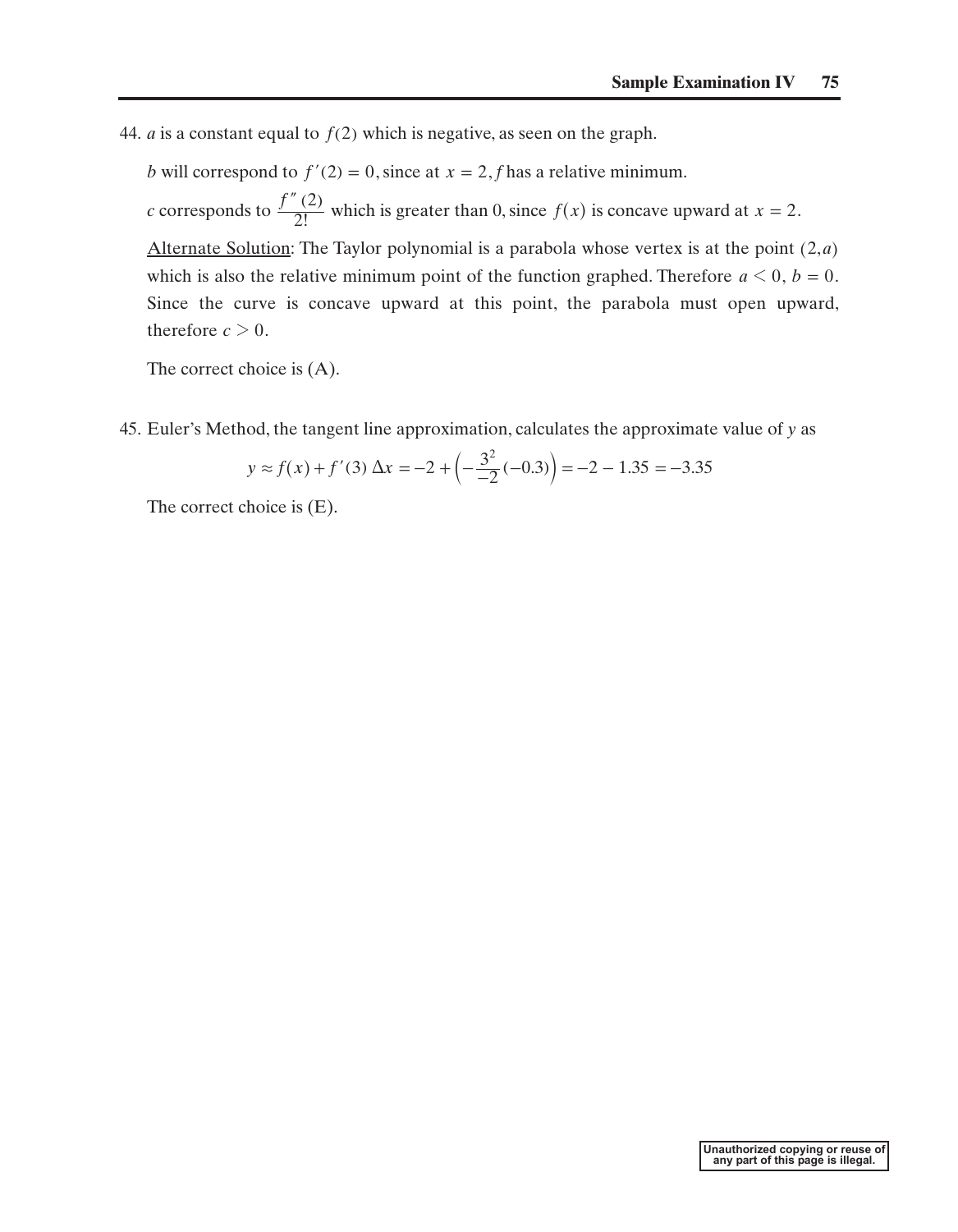44. $a$ is a constant equal to $f(2)$ which is negative, as seen on the graph.

$b$ will correspond to $f'(2) = 0$, since at $x = 2$, $f$ has a relative minimum.

$c$ corresponds to $\frac{f''(2)}{2!}$ which is greater than 0, since $f(x)$ is concave upward at $x = 2$.

Alternate Solution: The Taylor polynomial is a parabola whose vertex is at the point $(2, a)$ which is also the relative minimum point of the function graphed. Therefore $a < 0$, $b = 0$. Since the curve is concave upward at this point, the parabola must open upward, therefore $c > 0$.

The correct choice is (A).

45. Euler's Method, the tangent line approximation, calculates the approximate value of $y$ as

$$y \approx f(x) + f'(3)\,\Delta x = -2 + \left(-\frac{3^2}{-2}(-0.3)\right) = -2 - 1.35 = -3.35$$

The correct choice is (E).